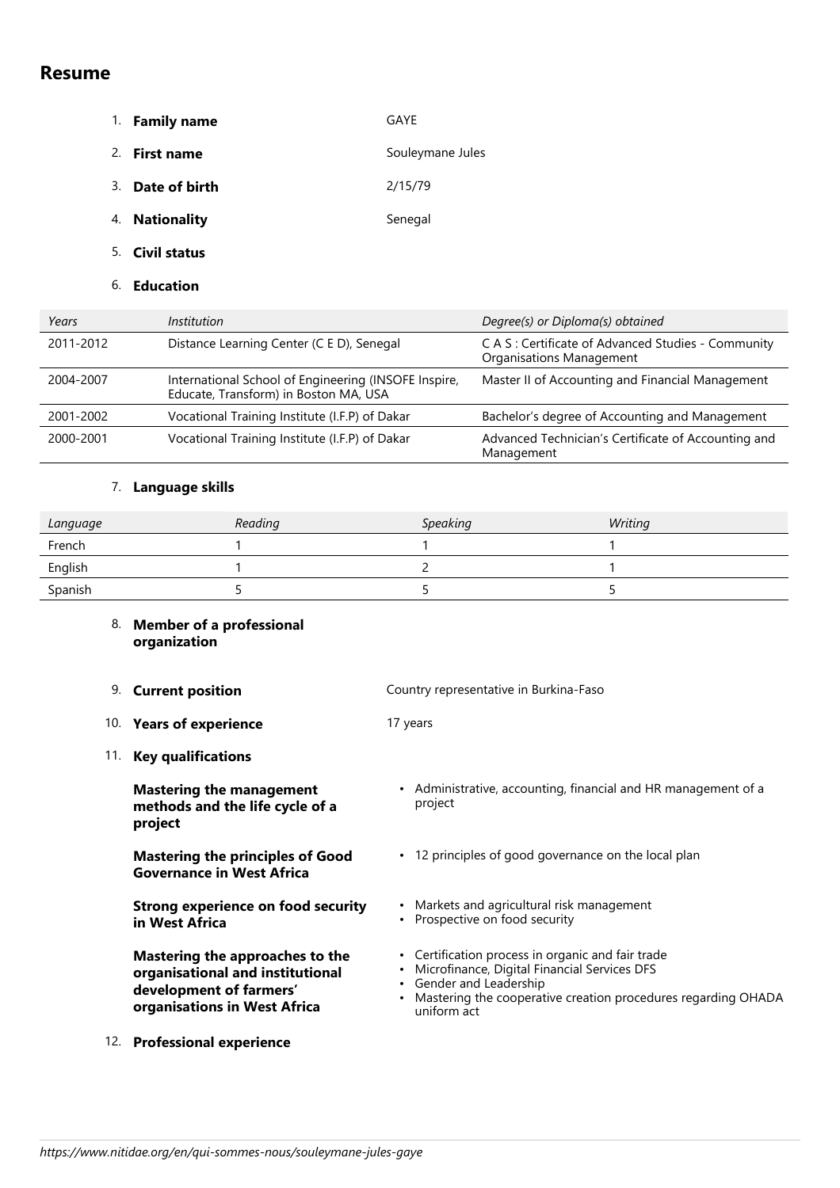# Resume

1. **Family name** GAYE
2. **First name** Souleymane Jules
3. **Date of birth** 2/15/79
4. **Nationality** Senegal
5. **Civil status**
6. **Education**

| *Years* | *Institution* | *Degree(s) or Diploma(s) obtained* |
|---|---|---|
| 2011-2012 | Distance Learning Center (C E D), Senegal | C A S : Certificate of Advanced Studies - Community Organisations Management |
| 2004-2007 | International School of Engineering (INSOFE Inspire, Educate, Transform) in Boston MA, USA | Master II of Accounting and Financial Management |
| 2001-2002 | Vocational Training Institute (I.F.P) of Dakar | Bachelor's degree of Accounting and Management |
| 2000-2001 | Vocational Training Institute (I.F.P) of Dakar | Advanced Technician's Certificate of Accounting and Management |

7. **Language skills**

| *Language* | *Reading* | *Speaking* | *Writing* |
|---|---|---|---|
| French | 1 | 1 | 1 |
| English | 1 | 2 | 1 |
| Spanish | 5 | 5 | 5 |

8. **Member of a professional organization**
9. **Current position** Country representative in Burkina-Faso
10. **Years of experience** 17 years
11. **Key qualifications**

**Mastering the management methods and the life cycle of a project**

- Administrative, accounting, financial and HR management of a project

**Mastering the principles of Good Governance in West Africa**

- 12 principles of good governance on the local plan

**Strong experience on food security in West Africa**

- Markets and agricultural risk management
- Prospective on food security

**Mastering the approaches to the organisational and institutional development of farmers' organisations in West Africa**

- Certification process in organic and fair trade
- Microfinance, Digital Financial Services DFS
- Gender and Leadership
- Mastering the cooperative creation procedures regarding OHADA uniform act

12. **Professional experience**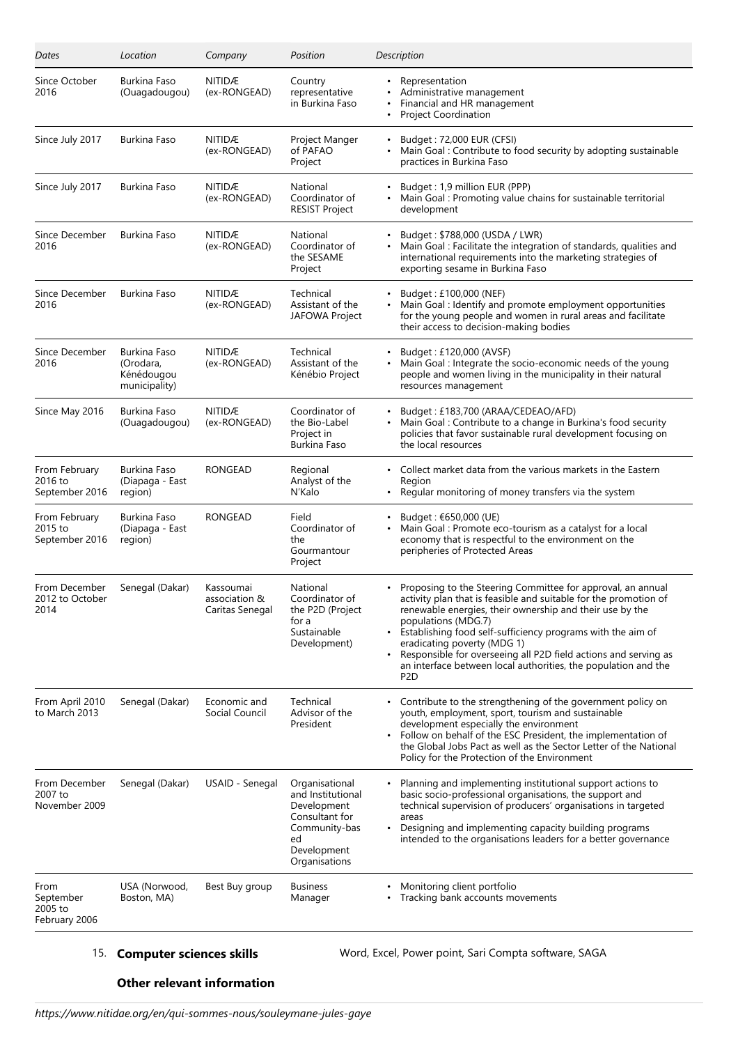| *Dates* | *Location* | *Company* | *Position* | *Description* |
|---|---|---|---|---|
| Since October 2016 | Burkina Faso (Ouagadougou) | NITIDÆ (ex-RONGEAD) | Country representative in Burkina Faso | • Representation<br>• Administrative management<br>• Financial and HR management<br>• Project Coordination |
| Since July 2017 | Burkina Faso | NITIDÆ (ex-RONGEAD) | Project Manger of PAFAO Project | • Budget : 72,000 EUR (CFSI)<br>• Main Goal : Contribute to food security by adopting sustainable practices in Burkina Faso |
| Since July 2017 | Burkina Faso | NITIDÆ (ex-RONGEAD) | National Coordinator of RESIST Project | • Budget : 1,9 million EUR (PPP)<br>• Main Goal : Promoting value chains for sustainable territorial development |
| Since December 2016 | Burkina Faso | NITIDÆ (ex-RONGEAD) | National Coordinator of the SESAME Project | • Budget : $788,000 (USDA / LWR)<br>• Main Goal : Facilitate the integration of standards, qualities and international requirements into the marketing strategies of exporting sesame in Burkina Faso |
| Since December 2016 | Burkina Faso | NITIDÆ (ex-RONGEAD) | Technical Assistant of the JAFOWA Project | • Budget : £100,000 (NEF)<br>• Main Goal : Identify and promote employment opportunities for the young people and women in rural areas and facilitate their access to decision-making bodies |
| Since December 2016 | Burkina Faso (Orodara, Kénédougou municipality) | NITIDÆ (ex-RONGEAD) | Technical Assistant of the Kénébio Project | • Budget : £120,000 (AVSF)<br>• Main Goal : Integrate the socio-economic needs of the young people and women living in the municipality in their natural resources management |
| Since May 2016 | Burkina Faso (Ouagadougou) | NITIDÆ (ex-RONGEAD) | Coordinator of the Bio-Label Project in Burkina Faso | • Budget : £183,700 (ARAA/CEDEAO/AFD)<br>• Main Goal : Contribute to a change in Burkina's food security policies that favor sustainable rural development focusing on the local resources |
| From February 2016 to September 2016 | Burkina Faso (Diapaga - East region) | RONGEAD | Regional Analyst of the N'Kalo | • Collect market data from the various markets in the Eastern Region<br>• Regular monitoring of money transfers via the system |
| From February 2015 to September 2016 | Burkina Faso (Diapaga - East region) | RONGEAD | Field Coordinator of the Gourmantour Project | • Budget : €650,000 (UE)<br>• Main Goal : Promote eco-tourism as a catalyst for a local economy that is respectful to the environment on the peripheries of Protected Areas |
| From December 2012 to October 2014 | Senegal (Dakar) | Kassoumai association & Caritas Senegal | National Coordinator of the P2D (Project for a Sustainable Development) | • Proposing to the Steering Committee for approval, an annual activity plan that is feasible and suitable for the promotion of renewable energies, their ownership and their use by the populations (MDG.7)<br>• Establishing food self-sufficiency programs with the aim of eradicating poverty (MDG 1)<br>• Responsible for overseeing all P2D field actions and serving as an interface between local authorities, the population and the P2D |
| From April 2010 to March 2013 | Senegal (Dakar) | Economic and Social Council | Technical Advisor of the President | • Contribute to the strengthening of the government policy on youth, employment, sport, tourism and sustainable development especially the environment<br>• Follow on behalf of the ESC President, the implementation of the Global Jobs Pact as well as the Sector Letter of the National Policy for the Protection of the Environment |
| From December 2007 to November 2009 | Senegal (Dakar) | USAID - Senegal | Organisational and Institutional Development Consultant for Community-based Development Organisations | • Planning and implementing institutional support actions to basic socio-professional organisations, the support and technical supervision of producers' organisations in targeted areas<br>• Designing and implementing capacity building programs intended to the organisations leaders for a better governance |
| From September 2005 to February 2006 | USA (Norwood, Boston, MA) | Best Buy group | Business Manager | • Monitoring client portfolio<br>• Tracking bank accounts movements |

15. **Computer sciences skills** Word, Excel, Power point, Sari Compta software, SAGA

**Other relevant information**

*https://www.nitidae.org/en/qui-sommes-nous/souleymane-jules-gaye*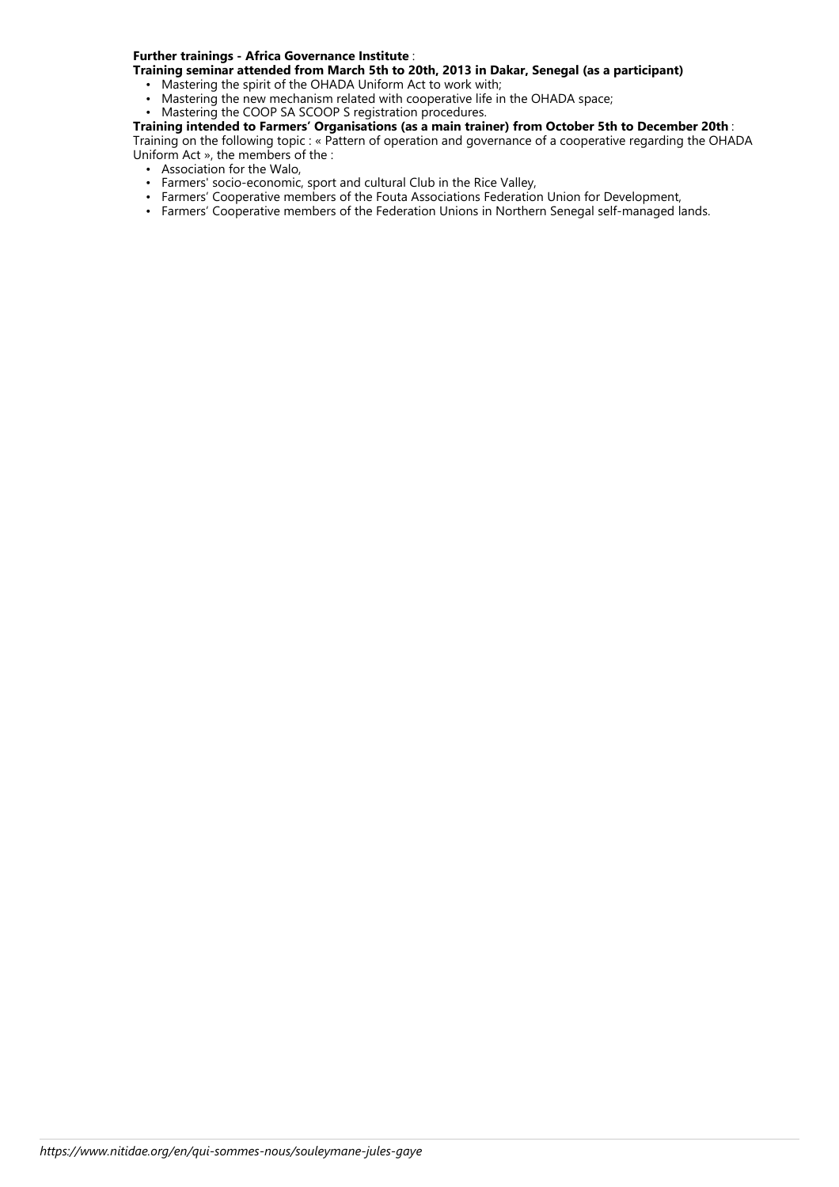**Further trainings - Africa Governance Institute** :

**Training seminar attended from March 5th to 20th, 2013 in Dakar, Senegal (as a participant)**

- Mastering the spirit of the OHADA Uniform Act to work with;
- Mastering the new mechanism related with cooperative life in the OHADA space;
- Mastering the COOP SA SCOOP S registration procedures.

**Training intended to Farmers' Organisations (as a main trainer) from October 5th to December 20th** :

Training on the following topic : « Pattern of operation and governance of a cooperative regarding the OHADA Uniform Act », the members of the :

- Association for the Walo,
- Farmers' socio-economic, sport and cultural Club in the Rice Valley,
- Farmers' Cooperative members of the Fouta Associations Federation Union for Development,
- Farmers' Cooperative members of the Federation Unions in Northern Senegal self-managed lands.